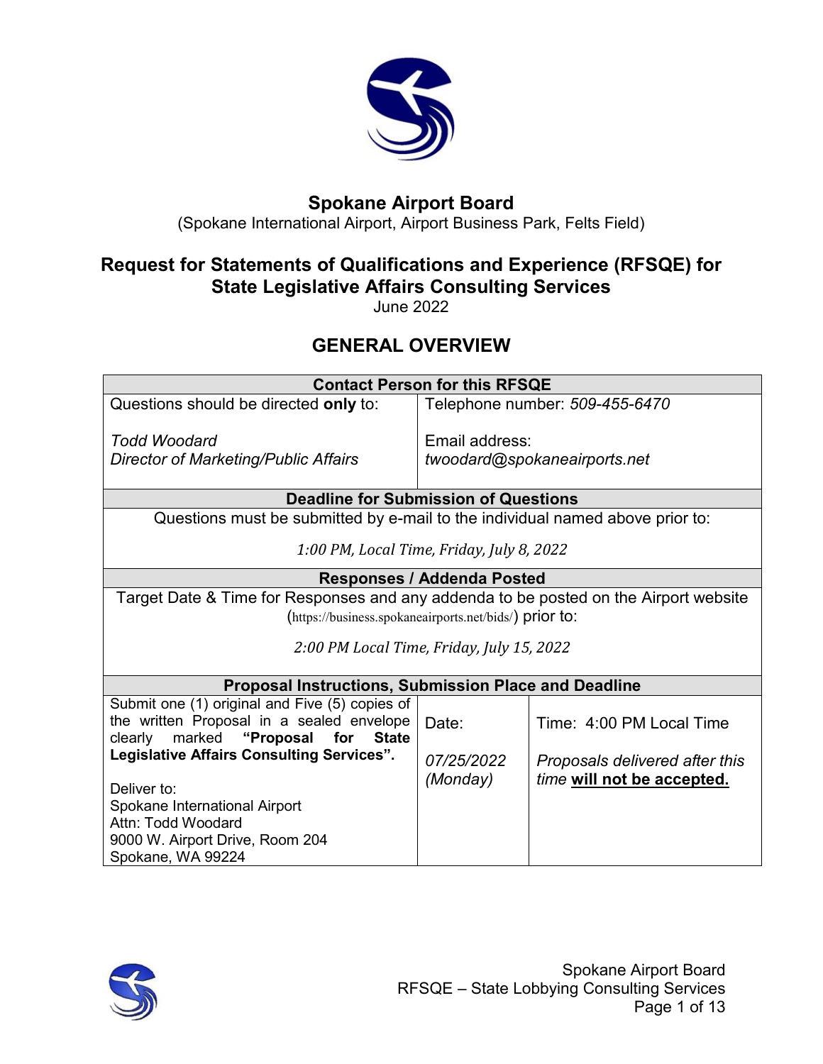# Spokane Airport Board

(Spokane International Airport, Airport Business Park, Felts Field)

## Request for Statements of Qualifications and Experience (RFSQE) for State Legislative Affairs Consulting Services

June 2022

## GENERAL OVERVIEW

| **Contact Person for this RFSQE** | | |
|---|---|---|
| Questions should be directed **only** to:<br><br>*Todd Woodard*<br>*Director of Marketing/Public Affairs* | Telephone number: *509-455-6470*<br><br>Email address:<br>*twoodard@spokaneairports.net* | |
| **Deadline for Submission of Questions** | | |
| Questions must be submitted by e-mail to the individual named above prior to:<br><br>*1:00 PM, Local Time, Friday, July 8, 2022* | | |
| **Responses / Addenda Posted** | | |
| Target Date & Time for Responses and any addenda to be posted on the Airport website (https://business.spokaneairports.net/bids/) prior to:<br><br>*2:00 PM Local Time, Friday, July 15, 2022* | | |
| **Proposal Instructions, Submission Place and Deadline** | | |
| Submit one (1) original and Five (5) copies of the written Proposal in a sealed envelope clearly marked **"Proposal for State Legislative Affairs Consulting Services".**<br><br>Deliver to:<br>Spokane International Airport<br>Attn: Todd Woodard<br>9000 W. Airport Drive, Room 204<br>Spokane, WA 99224 | Date:<br><br>*07/25/2022*<br>*(Monday)* | Time: 4:00 PM Local Time<br><br>*Proposals delivered after this time* **<u>will not be accepted.</u>** |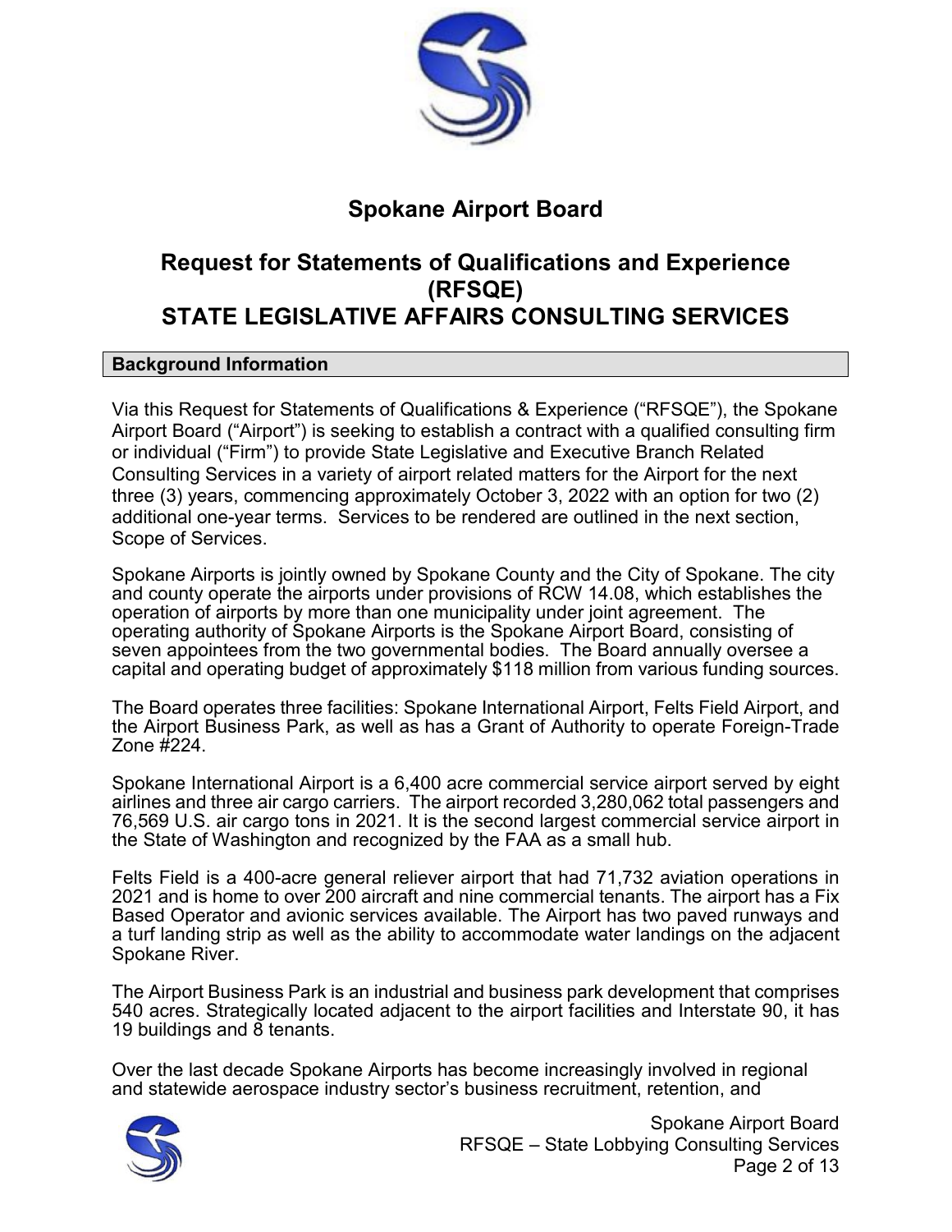# Spokane Airport Board

## Request for Statements of Qualifications and Experience (RFSQE)
## STATE LEGISLATIVE AFFAIRS CONSULTING SERVICES

### Background Information

Via this Request for Statements of Qualifications & Experience ("RFSQE"), the Spokane Airport Board ("Airport") is seeking to establish a contract with a qualified consulting firm or individual ("Firm") to provide State Legislative and Executive Branch Related Consulting Services in a variety of airport related matters for the Airport for the next three (3) years, commencing approximately October 3, 2022 with an option for two (2) additional one-year terms. Services to be rendered are outlined in the next section, Scope of Services.

Spokane Airports is jointly owned by Spokane County and the City of Spokane. The city and county operate the airports under provisions of RCW 14.08, which establishes the operation of airports by more than one municipality under joint agreement. The operating authority of Spokane Airports is the Spokane Airport Board, consisting of seven appointees from the two governmental bodies. The Board annually oversee a capital and operating budget of approximately $118 million from various funding sources.

The Board operates three facilities: Spokane International Airport, Felts Field Airport, and the Airport Business Park, as well as has a Grant of Authority to operate Foreign-Trade Zone #224.

Spokane International Airport is a 6,400 acre commercial service airport served by eight airlines and three air cargo carriers. The airport recorded 3,280,062 total passengers and 76,569 U.S. air cargo tons in 2021. It is the second largest commercial service airport in the State of Washington and recognized by the FAA as a small hub.

Felts Field is a 400-acre general reliever airport that had 71,732 aviation operations in 2021 and is home to over 200 aircraft and nine commercial tenants. The airport has a Fix Based Operator and avionic services available. The Airport has two paved runways and a turf landing strip as well as the ability to accommodate water landings on the adjacent Spokane River.

The Airport Business Park is an industrial and business park development that comprises 540 acres. Strategically located adjacent to the airport facilities and Interstate 90, it has 19 buildings and 8 tenants.

Over the last decade Spokane Airports has become increasingly involved in regional and statewide aerospace industry sector's business recruitment, retention, and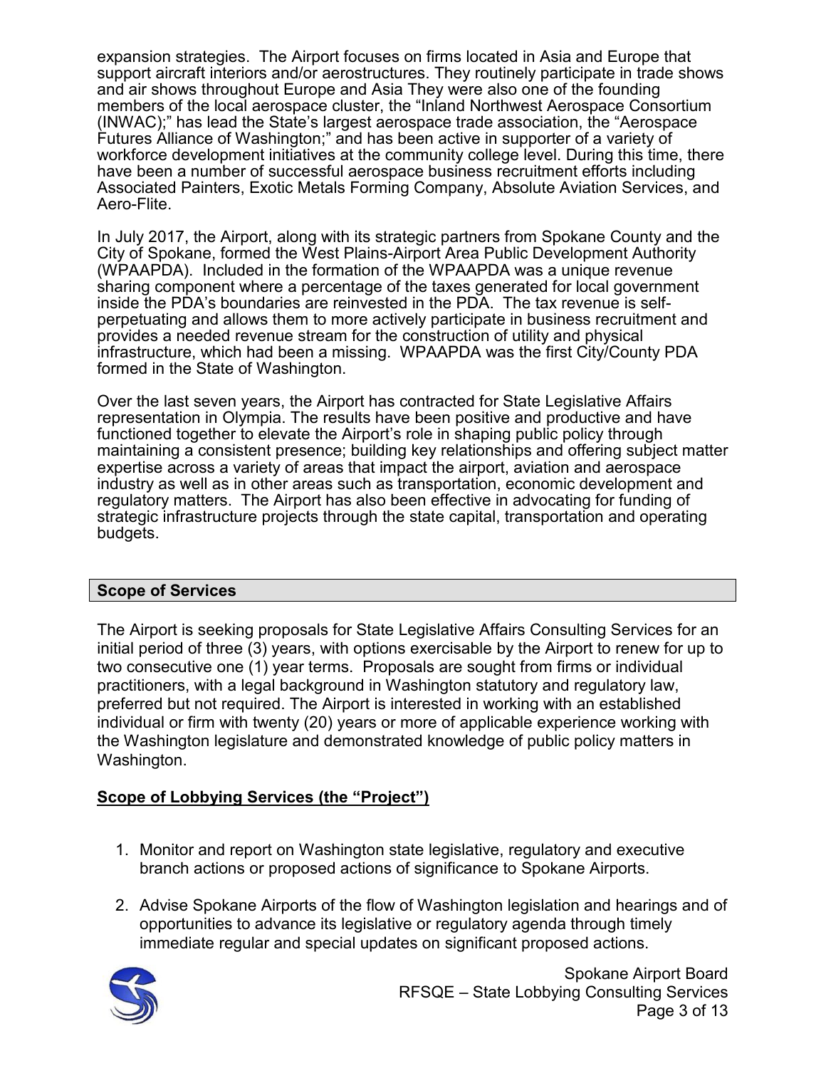expansion strategies. The Airport focuses on firms located in Asia and Europe that support aircraft interiors and/or aerostructures. They routinely participate in trade shows and air shows throughout Europe and Asia They were also one of the founding members of the local aerospace cluster, the "Inland Northwest Aerospace Consortium (INWAC);" has lead the State's largest aerospace trade association, the "Aerospace Futures Alliance of Washington;" and has been active in supporter of a variety of workforce development initiatives at the community college level. During this time, there have been a number of successful aerospace business recruitment efforts including Associated Painters, Exotic Metals Forming Company, Absolute Aviation Services, and Aero-Flite.

In July 2017, the Airport, along with its strategic partners from Spokane County and the City of Spokane, formed the West Plains-Airport Area Public Development Authority (WPAAPDA). Included in the formation of the WPAAPDA was a unique revenue sharing component where a percentage of the taxes generated for local government inside the PDA's boundaries are reinvested in the PDA. The tax revenue is self-perpetuating and allows them to more actively participate in business recruitment and provides a needed revenue stream for the construction of utility and physical infrastructure, which had been a missing. WPAAPDA was the first City/County PDA formed in the State of Washington.

Over the last seven years, the Airport has contracted for State Legislative Affairs representation in Olympia. The results have been positive and productive and have functioned together to elevate the Airport's role in shaping public policy through maintaining a consistent presence; building key relationships and offering subject matter expertise across a variety of areas that impact the airport, aviation and aerospace industry as well as in other areas such as transportation, economic development and regulatory matters. The Airport has also been effective in advocating for funding of strategic infrastructure projects through the state capital, transportation and operating budgets.

## Scope of Services

The Airport is seeking proposals for State Legislative Affairs Consulting Services for an initial period of three (3) years, with options exercisable by the Airport to renew for up to two consecutive one (1) year terms. Proposals are sought from firms or individual practitioners, with a legal background in Washington statutory and regulatory law, preferred but not required. The Airport is interested in working with an established individual or firm with twenty (20) years or more of applicable experience working with the Washington legislature and demonstrated knowledge of public policy matters in Washington.

### Scope of Lobbying Services (the "Project")

1. Monitor and report on Washington state legislative, regulatory and executive branch actions or proposed actions of significance to Spokane Airports.
2. Advise Spokane Airports of the flow of Washington legislation and hearings and of opportunities to advance its legislative or regulatory agenda through timely immediate regular and special updates on significant proposed actions.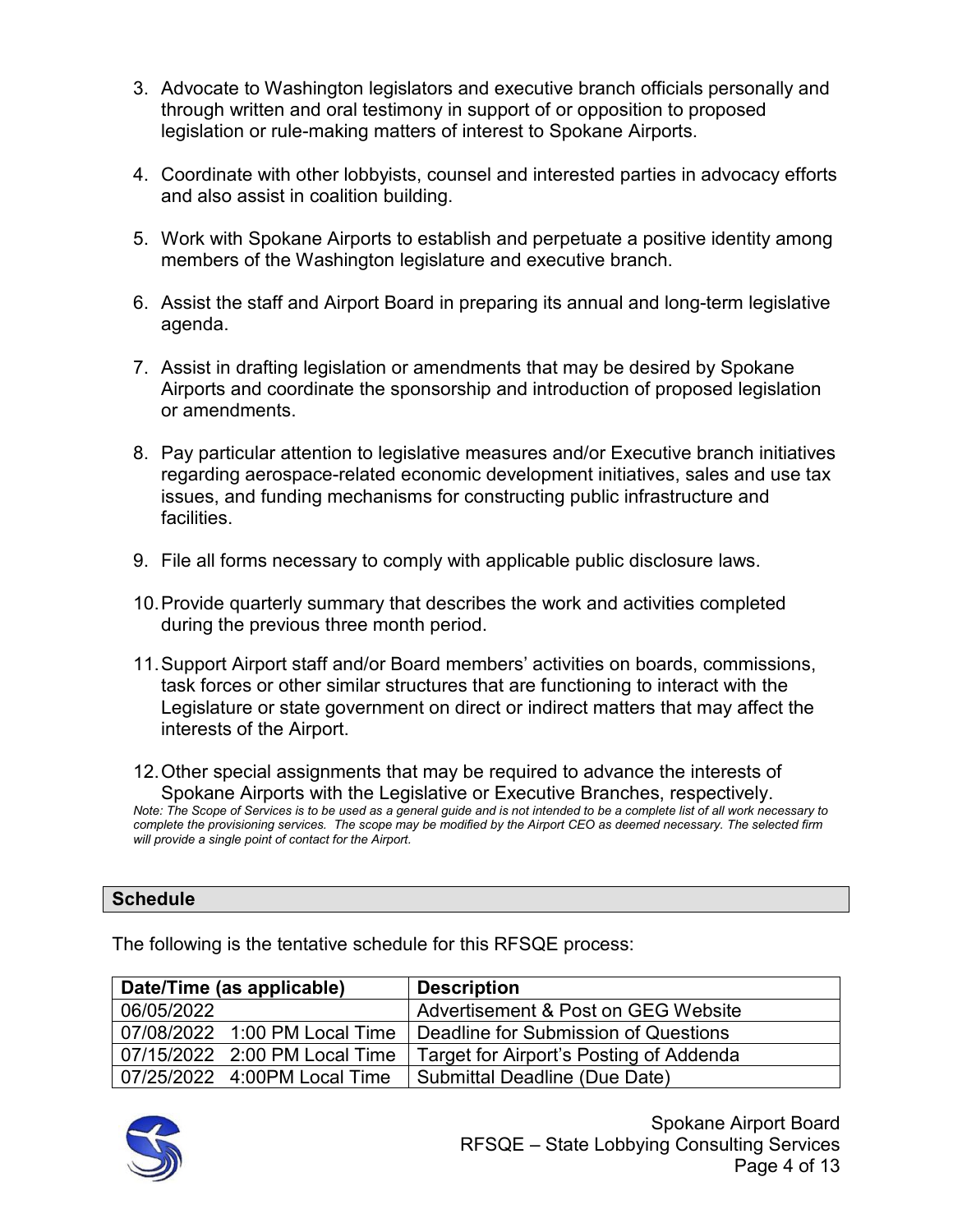3. Advocate to Washington legislators and executive branch officials personally and through written and oral testimony in support of or opposition to proposed legislation or rule-making matters of interest to Spokane Airports.

4. Coordinate with other lobbyists, counsel and interested parties in advocacy efforts and also assist in coalition building.

5. Work with Spokane Airports to establish and perpetuate a positive identity among members of the Washington legislature and executive branch.

6. Assist the staff and Airport Board in preparing its annual and long-term legislative agenda.

7. Assist in drafting legislation or amendments that may be desired by Spokane Airports and coordinate the sponsorship and introduction of proposed legislation or amendments.

8. Pay particular attention to legislative measures and/or Executive branch initiatives regarding aerospace-related economic development initiatives, sales and use tax issues, and funding mechanisms for constructing public infrastructure and facilities.

9. File all forms necessary to comply with applicable public disclosure laws.

10. Provide quarterly summary that describes the work and activities completed during the previous three month period.

11. Support Airport staff and/or Board members' activities on boards, commissions, task forces or other similar structures that are functioning to interact with the Legislature or state government on direct or indirect matters that may affect the interests of the Airport.

12. Other special assignments that may be required to advance the interests of Spokane Airports with the Legislative or Executive Branches, respectively.

*Note: The Scope of Services is to be used as a general guide and is not intended to be a complete list of all work necessary to complete the provisioning services. The scope may be modified by the Airport CEO as deemed necessary. The selected firm will provide a single point of contact for the Airport.*

## Schedule

The following is the tentative schedule for this RFSQE process:

| Date/Time (as applicable) | Description |
|---|---|
| 06/05/2022 | Advertisement & Post on GEG Website |
| 07/08/2022 1:00 PM Local Time | Deadline for Submission of Questions |
| 07/15/2022 2:00 PM Local Time | Target for Airport's Posting of Addenda |
| 07/25/2022 4:00PM Local Time | Submittal Deadline (Due Date) |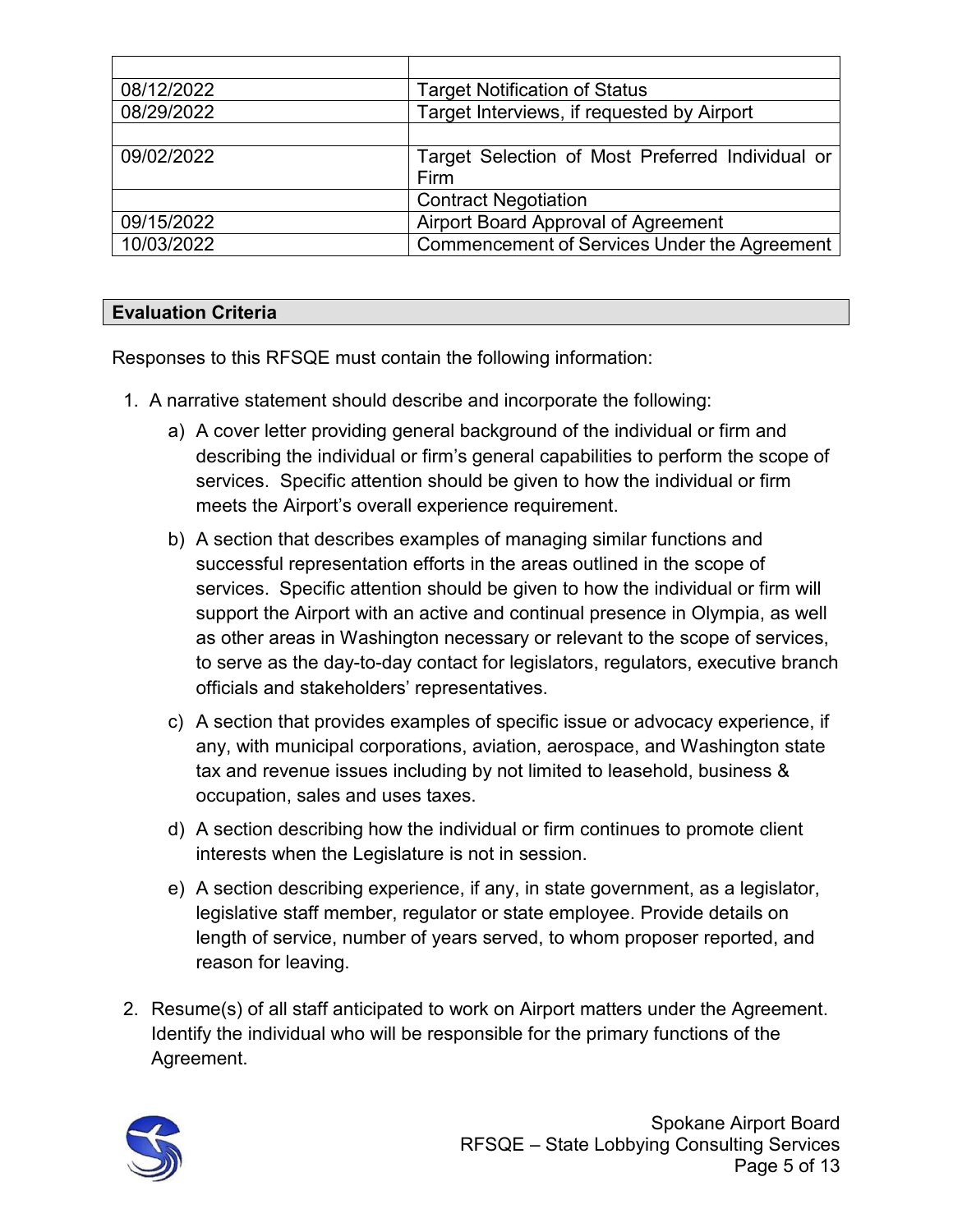| | |
|---|---|
| 08/12/2022 | Target Notification of Status |
| 08/29/2022 | Target Interviews, if requested by Airport |
| | |
| 09/02/2022 | Target Selection of Most Preferred Individual or Firm |
| | Contract Negotiation |
| 09/15/2022 | Airport Board Approval of Agreement |
| 10/03/2022 | Commencement of Services Under the Agreement |

## Evaluation Criteria

Responses to this RFSQE must contain the following information:

1. A narrative statement should describe and incorporate the following:
   a) A cover letter providing general background of the individual or firm and describing the individual or firm's general capabilities to perform the scope of services. Specific attention should be given to how the individual or firm meets the Airport's overall experience requirement.
   b) A section that describes examples of managing similar functions and successful representation efforts in the areas outlined in the scope of services. Specific attention should be given to how the individual or firm will support the Airport with an active and continual presence in Olympia, as well as other areas in Washington necessary or relevant to the scope of services, to serve as the day-to-day contact for legislators, regulators, executive branch officials and stakeholders' representatives.
   c) A section that provides examples of specific issue or advocacy experience, if any, with municipal corporations, aviation, aerospace, and Washington state tax and revenue issues including by not limited to leasehold, business & occupation, sales and uses taxes.
   d) A section describing how the individual or firm continues to promote client interests when the Legislature is not in session.
   e) A section describing experience, if any, in state government, as a legislator, legislative staff member, regulator or state employee. Provide details on length of service, number of years served, to whom proposer reported, and reason for leaving.
2. Resume(s) of all staff anticipated to work on Airport matters under the Agreement. Identify the individual who will be responsible for the primary functions of the Agreement.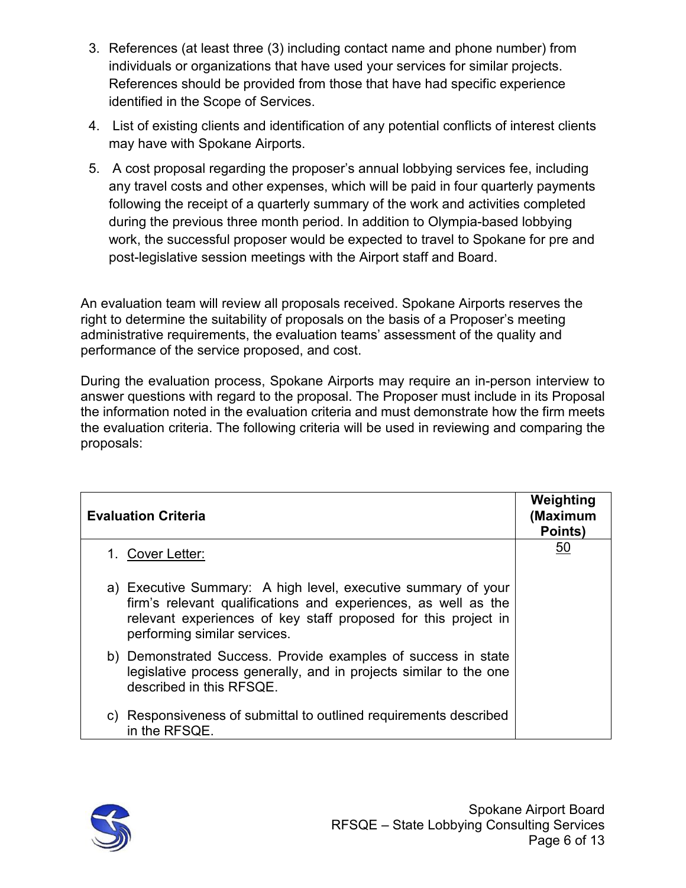3. References (at least three (3) including contact name and phone number) from individuals or organizations that have used your services for similar projects. References should be provided from those that have had specific experience identified in the Scope of Services.
4. List of existing clients and identification of any potential conflicts of interest clients may have with Spokane Airports.
5. A cost proposal regarding the proposer's annual lobbying services fee, including any travel costs and other expenses, which will be paid in four quarterly payments following the receipt of a quarterly summary of the work and activities completed during the previous three month period. In addition to Olympia-based lobbying work, the successful proposer would be expected to travel to Spokane for pre and post-legislative session meetings with the Airport staff and Board.

An evaluation team will review all proposals received. Spokane Airports reserves the right to determine the suitability of proposals on the basis of a Proposer's meeting administrative requirements, the evaluation teams' assessment of the quality and performance of the service proposed, and cost.

During the evaluation process, Spokane Airports may require an in-person interview to answer questions with regard to the proposal. The Proposer must include in its Proposal the information noted in the evaluation criteria and must demonstrate how the firm meets the evaluation criteria. The following criteria will be used in reviewing and comparing the proposals:

| Evaluation Criteria | Weighting (Maximum Points) |
|---|---|
| 1. Cover Letter:<br><br>a) Executive Summary: A high level, executive summary of your firm's relevant qualifications and experiences, as well as the relevant experiences of key staff proposed for this project in performing similar services.<br><br>b) Demonstrated Success. Provide examples of success in state legislative process generally, and in projects similar to the one described in this RFSQE.<br><br>c) Responsiveness of submittal to outlined requirements described in the RFSQE. | 50 |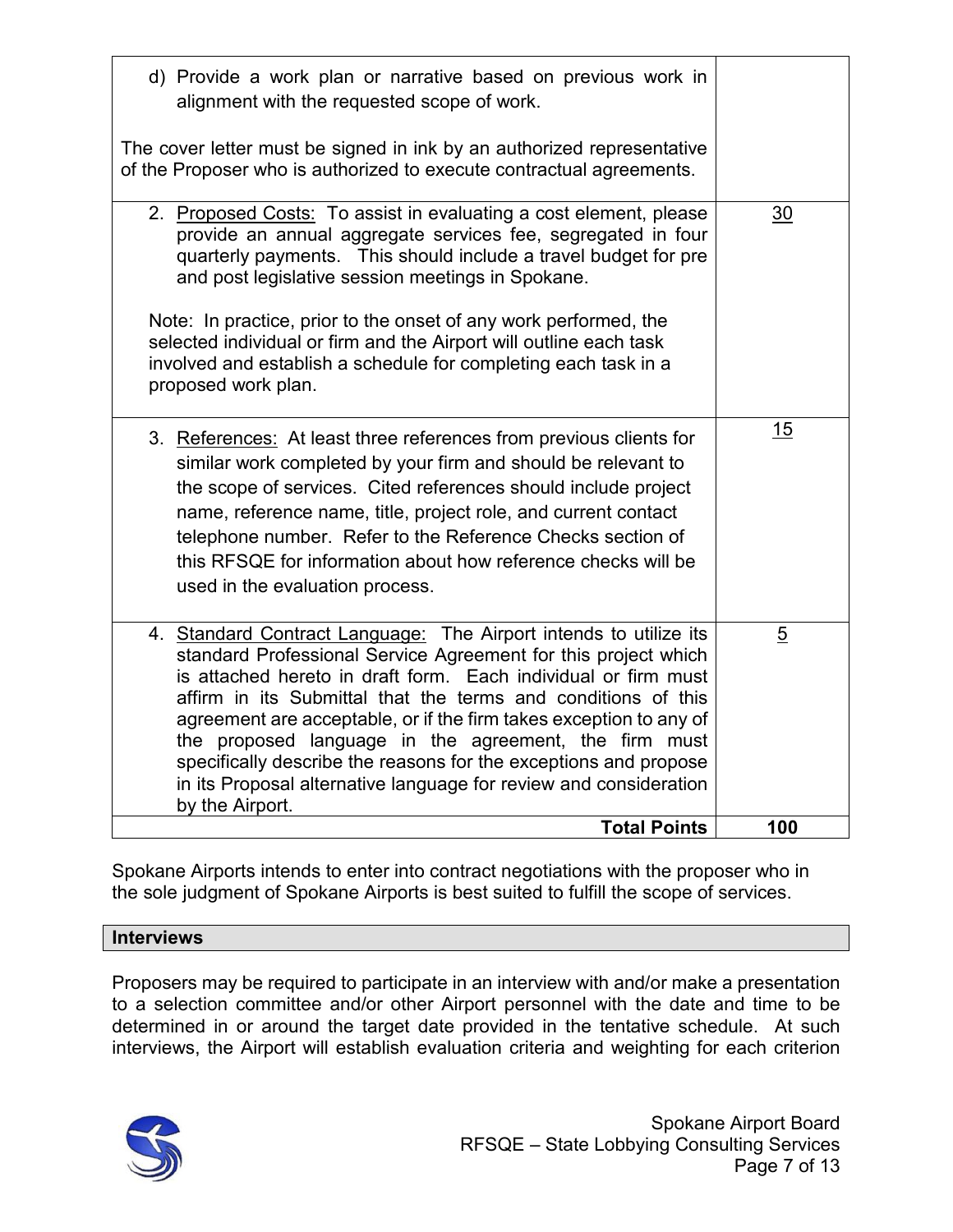| | |
|---|---|
| d) Provide a work plan or narrative based on previous work in alignment with the requested scope of work.<br><br>The cover letter must be signed in ink by an authorized representative of the Proposer who is authorized to execute contractual agreements. | |
| 2. Proposed Costs: To assist in evaluating a cost element, please provide an annual aggregate services fee, segregated in four quarterly payments. This should include a travel budget for pre and post legislative session meetings in Spokane.<br><br>Note: In practice, prior to the onset of any work performed, the selected individual or firm and the Airport will outline each task involved and establish a schedule for completing each task in a proposed work plan. | 30 |
| 3. References: At least three references from previous clients for similar work completed by your firm and should be relevant to the scope of services. Cited references should include project name, reference name, title, project role, and current contact telephone number. Refer to the Reference Checks section of this RFSQE for information about how reference checks will be used in the evaluation process. | 15 |
| 4. Standard Contract Language: The Airport intends to utilize its standard Professional Service Agreement for this project which is attached hereto in draft form. Each individual or firm must affirm in its Submittal that the terms and conditions of this agreement are acceptable, or if the firm takes exception to any of the proposed language in the agreement, the firm must specifically describe the reasons for the exceptions and propose in its Proposal alternative language for review and consideration by the Airport. | 5 |
| **Total Points** | **100** |

Spokane Airports intends to enter into contract negotiations with the proposer who in the sole judgment of Spokane Airports is best suited to fulfill the scope of services.

## Interviews

Proposers may be required to participate in an interview with and/or make a presentation to a selection committee and/or other Airport personnel with the date and time to be determined in or around the target date provided in the tentative schedule. At such interviews, the Airport will establish evaluation criteria and weighting for each criterion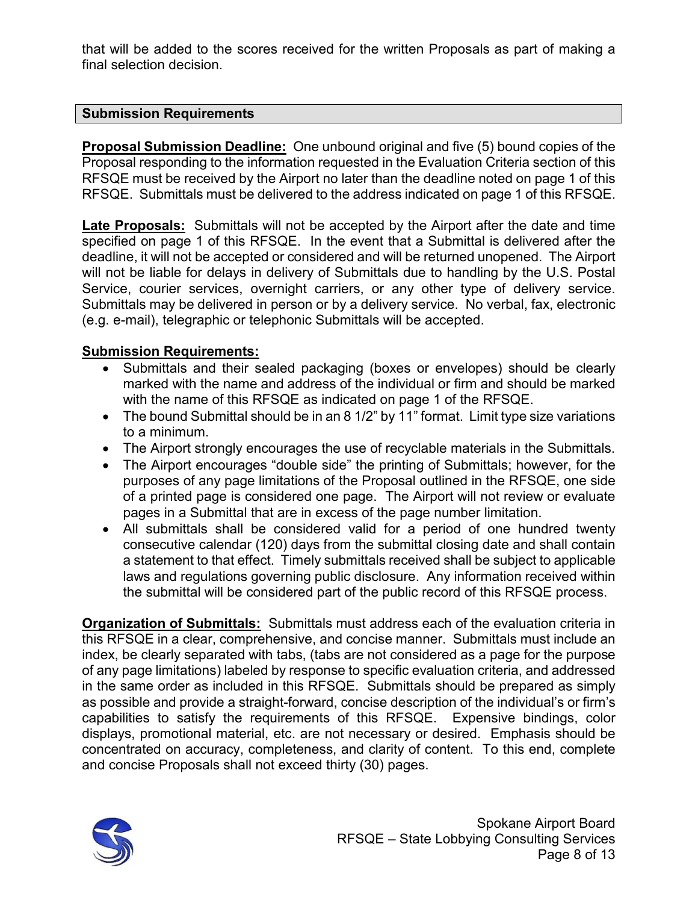that will be added to the scores received for the written Proposals as part of making a final selection decision.

## Submission Requirements

**Proposal Submission Deadline:** One unbound original and five (5) bound copies of the Proposal responding to the information requested in the Evaluation Criteria section of this RFSQE must be received by the Airport no later than the deadline noted on page 1 of this RFSQE. Submittals must be delivered to the address indicated on page 1 of this RFSQE.

**Late Proposals:** Submittals will not be accepted by the Airport after the date and time specified on page 1 of this RFSQE. In the event that a Submittal is delivered after the deadline, it will not be accepted or considered and will be returned unopened. The Airport will not be liable for delays in delivery of Submittals due to handling by the U.S. Postal Service, courier services, overnight carriers, or any other type of delivery service. Submittals may be delivered in person or by a delivery service. No verbal, fax, electronic (e.g. e-mail), telegraphic or telephonic Submittals will be accepted.

**Submission Requirements:**

- Submittals and their sealed packaging (boxes or envelopes) should be clearly marked with the name and address of the individual or firm and should be marked with the name of this RFSQE as indicated on page 1 of the RFSQE.
- The bound Submittal should be in an 8 1/2" by 11" format. Limit type size variations to a minimum.
- The Airport strongly encourages the use of recyclable materials in the Submittals.
- The Airport encourages "double side" the printing of Submittals; however, for the purposes of any page limitations of the Proposal outlined in the RFSQE, one side of a printed page is considered one page. The Airport will not review or evaluate pages in a Submittal that are in excess of the page number limitation.
- All submittals shall be considered valid for a period of one hundred twenty consecutive calendar (120) days from the submittal closing date and shall contain a statement to that effect. Timely submittals received shall be subject to applicable laws and regulations governing public disclosure. Any information received within the submittal will be considered part of the public record of this RFSQE process.

**Organization of Submittals:** Submittals must address each of the evaluation criteria in this RFSQE in a clear, comprehensive, and concise manner. Submittals must include an index, be clearly separated with tabs, (tabs are not considered as a page for the purpose of any page limitations) labeled by response to specific evaluation criteria, and addressed in the same order as included in this RFSQE. Submittals should be prepared as simply as possible and provide a straight-forward, concise description of the individual's or firm's capabilities to satisfy the requirements of this RFSQE. Expensive bindings, color displays, promotional material, etc. are not necessary or desired. Emphasis should be concentrated on accuracy, completeness, and clarity of content. To this end, complete and concise Proposals shall not exceed thirty (30) pages.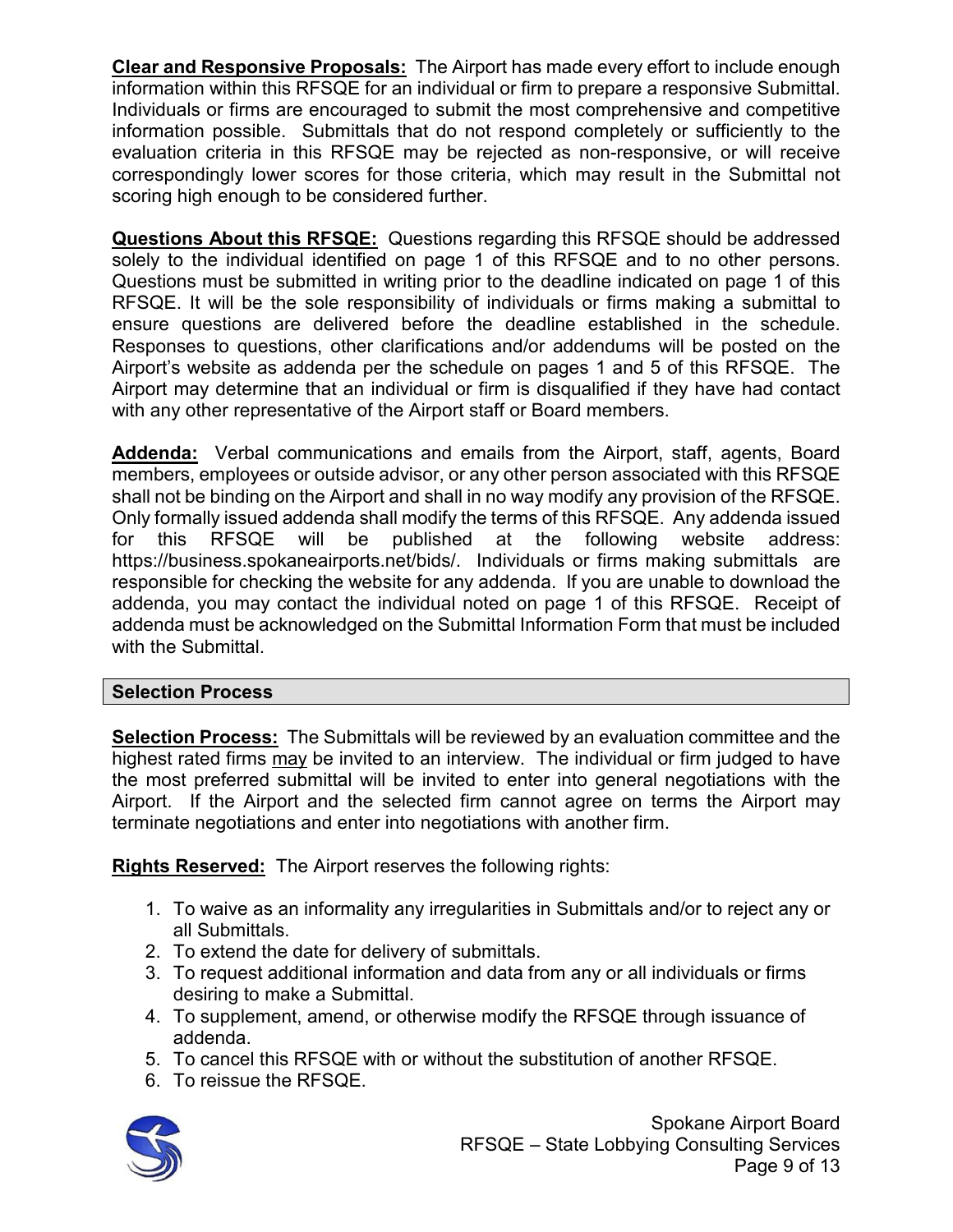**Clear and Responsive Proposals:** The Airport has made every effort to include enough information within this RFSQE for an individual or firm to prepare a responsive Submittal. Individuals or firms are encouraged to submit the most comprehensive and competitive information possible. Submittals that do not respond completely or sufficiently to the evaluation criteria in this RFSQE may be rejected as non-responsive, or will receive correspondingly lower scores for those criteria, which may result in the Submittal not scoring high enough to be considered further.

**Questions About this RFSQE:** Questions regarding this RFSQE should be addressed solely to the individual identified on page 1 of this RFSQE and to no other persons. Questions must be submitted in writing prior to the deadline indicated on page 1 of this RFSQE. It will be the sole responsibility of individuals or firms making a submittal to ensure questions are delivered before the deadline established in the schedule. Responses to questions, other clarifications and/or addendums will be posted on the Airport's website as addenda per the schedule on pages 1 and 5 of this RFSQE. The Airport may determine that an individual or firm is disqualified if they have had contact with any other representative of the Airport staff or Board members.

**Addenda:** Verbal communications and emails from the Airport, staff, agents, Board members, employees or outside advisor, or any other person associated with this RFSQE shall not be binding on the Airport and shall in no way modify any provision of the RFSQE. Only formally issued addenda shall modify the terms of this RFSQE. Any addenda issued for this RFSQE will be published at the following website address: https://business.spokaneairports.net/bids/. Individuals or firms making submittals are responsible for checking the website for any addenda. If you are unable to download the addenda, you may contact the individual noted on page 1 of this RFSQE. Receipt of addenda must be acknowledged on the Submittal Information Form that must be included with the Submittal.

## Selection Process

**Selection Process:** The Submittals will be reviewed by an evaluation committee and the highest rated firms may be invited to an interview. The individual or firm judged to have the most preferred submittal will be invited to enter into general negotiations with the Airport. If the Airport and the selected firm cannot agree on terms the Airport may terminate negotiations and enter into negotiations with another firm.

**Rights Reserved:** The Airport reserves the following rights:

1. To waive as an informality any irregularities in Submittals and/or to reject any or all Submittals.
2. To extend the date for delivery of submittals.
3. To request additional information and data from any or all individuals or firms desiring to make a Submittal.
4. To supplement, amend, or otherwise modify the RFSQE through issuance of addenda.
5. To cancel this RFSQE with or without the substitution of another RFSQE.
6. To reissue the RFSQE.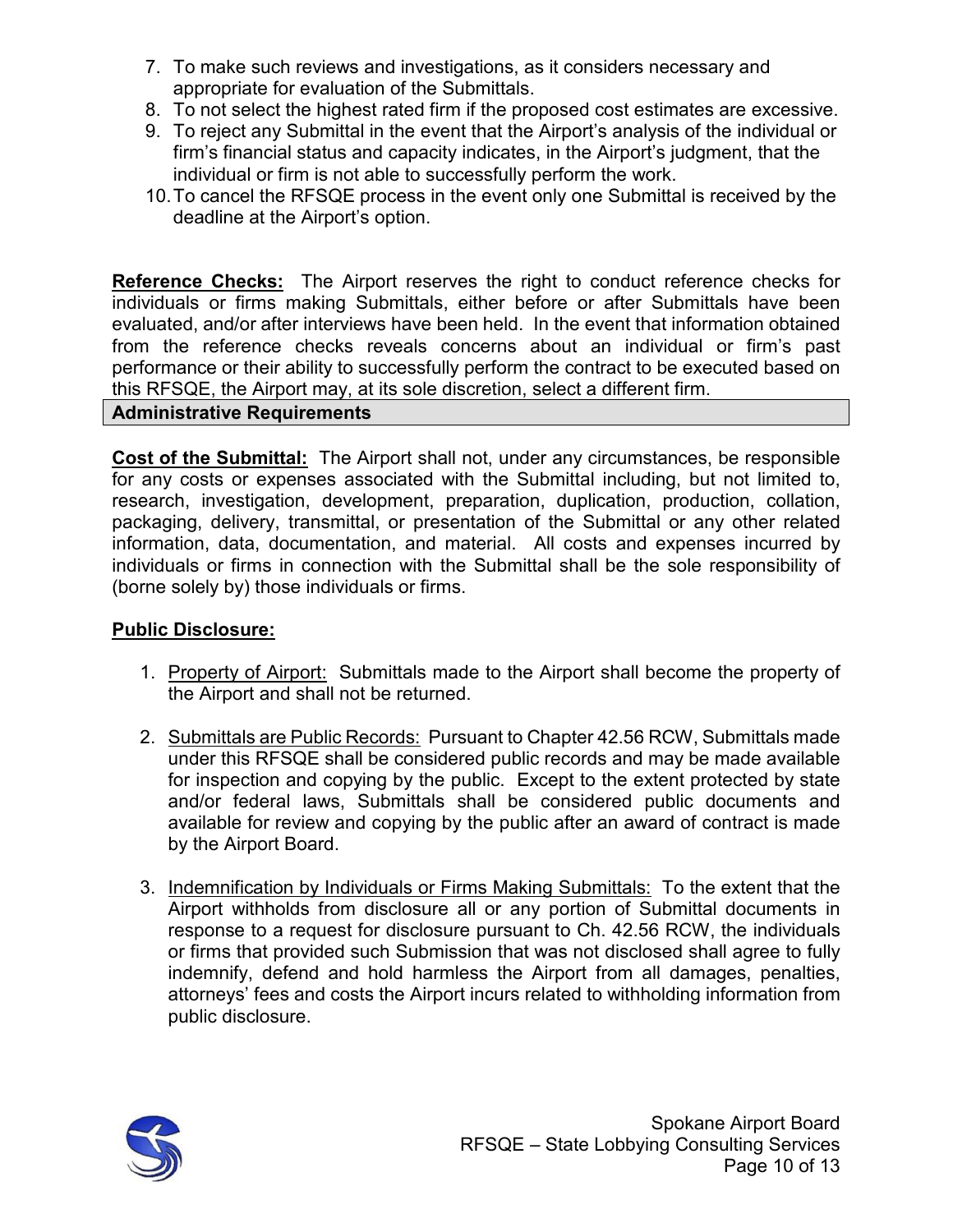7. To make such reviews and investigations, as it considers necessary and appropriate for evaluation of the Submittals.
8. To not select the highest rated firm if the proposed cost estimates are excessive.
9. To reject any Submittal in the event that the Airport's analysis of the individual or firm's financial status and capacity indicates, in the Airport's judgment, that the individual or firm is not able to successfully perform the work.
10. To cancel the RFSQE process in the event only one Submittal is received by the deadline at the Airport's option.

**Reference Checks:** The Airport reserves the right to conduct reference checks for individuals or firms making Submittals, either before or after Submittals have been evaluated, and/or after interviews have been held. In the event that information obtained from the reference checks reveals concerns about an individual or firm's past performance or their ability to successfully perform the contract to be executed based on this RFSQE, the Airport may, at its sole discretion, select a different firm.

## Administrative Requirements

**Cost of the Submittal:** The Airport shall not, under any circumstances, be responsible for any costs or expenses associated with the Submittal including, but not limited to, research, investigation, development, preparation, duplication, production, collation, packaging, delivery, transmittal, or presentation of the Submittal or any other related information, data, documentation, and material. All costs and expenses incurred by individuals or firms in connection with the Submittal shall be the sole responsibility of (borne solely by) those individuals or firms.

**Public Disclosure:**

1. Property of Airport: Submittals made to the Airport shall become the property of the Airport and shall not be returned.

2. Submittals are Public Records: Pursuant to Chapter 42.56 RCW, Submittals made under this RFSQE shall be considered public records and may be made available for inspection and copying by the public. Except to the extent protected by state and/or federal laws, Submittals shall be considered public documents and available for review and copying by the public after an award of contract is made by the Airport Board.

3. Indemnification by Individuals or Firms Making Submittals: To the extent that the Airport withholds from disclosure all or any portion of Submittal documents in response to a request for disclosure pursuant to Ch. 42.56 RCW, the individuals or firms that provided such Submission that was not disclosed shall agree to fully indemnify, defend and hold harmless the Airport from all damages, penalties, attorneys' fees and costs the Airport incurs related to withholding information from public disclosure.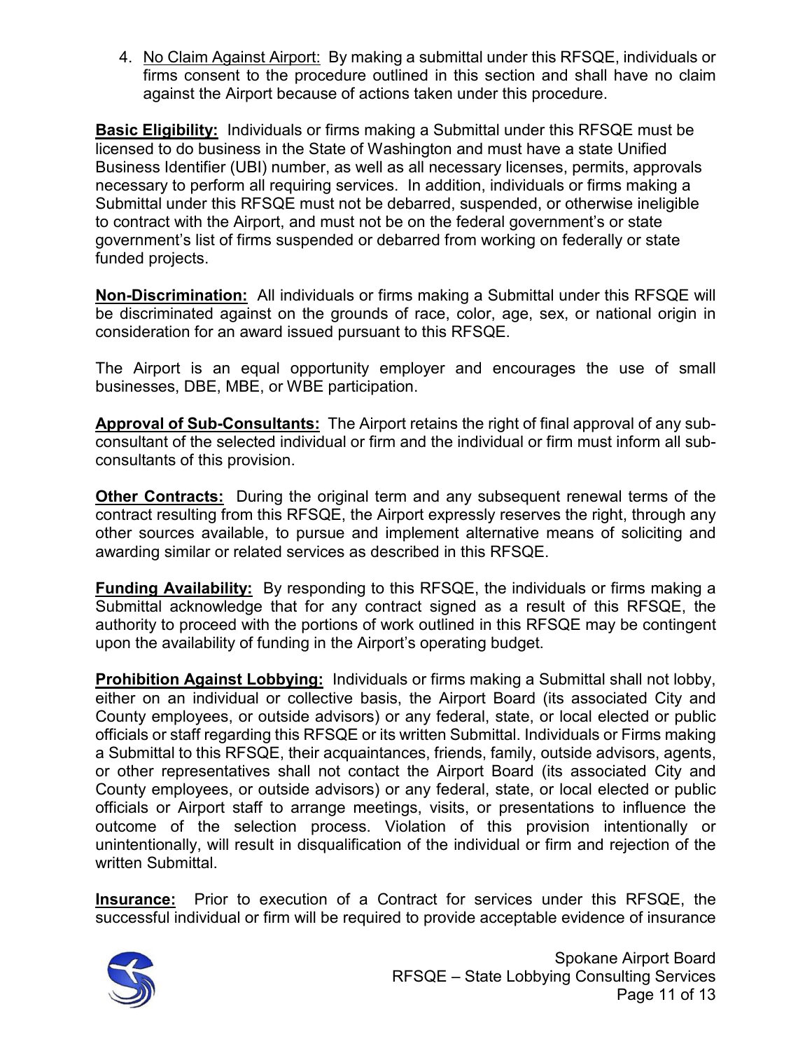4. <u>No Claim Against Airport:</u> By making a submittal under this RFSQE, individuals or firms consent to the procedure outlined in this section and shall have no claim against the Airport because of actions taken under this procedure.

**Basic Eligibility:** Individuals or firms making a Submittal under this RFSQE must be licensed to do business in the State of Washington and must have a state Unified Business Identifier (UBI) number, as well as all necessary licenses, permits, approvals necessary to perform all requiring services. In addition, individuals or firms making a Submittal under this RFSQE must not be debarred, suspended, or otherwise ineligible to contract with the Airport, and must not be on the federal government's or state government's list of firms suspended or debarred from working on federally or state funded projects.

**Non-Discrimination:** All individuals or firms making a Submittal under this RFSQE will be discriminated against on the grounds of race, color, age, sex, or national origin in consideration for an award issued pursuant to this RFSQE.

The Airport is an equal opportunity employer and encourages the use of small businesses, DBE, MBE, or WBE participation.

**Approval of Sub-Consultants:** The Airport retains the right of final approval of any sub-consultant of the selected individual or firm and the individual or firm must inform all sub-consultants of this provision.

**Other Contracts:** During the original term and any subsequent renewal terms of the contract resulting from this RFSQE, the Airport expressly reserves the right, through any other sources available, to pursue and implement alternative means of soliciting and awarding similar or related services as described in this RFSQE.

**Funding Availability:** By responding to this RFSQE, the individuals or firms making a Submittal acknowledge that for any contract signed as a result of this RFSQE, the authority to proceed with the portions of work outlined in this RFSQE may be contingent upon the availability of funding in the Airport's operating budget.

**Prohibition Against Lobbying:** Individuals or firms making a Submittal shall not lobby, either on an individual or collective basis, the Airport Board (its associated City and County employees, or outside advisors) or any federal, state, or local elected or public officials or staff regarding this RFSQE or its written Submittal. Individuals or Firms making a Submittal to this RFSQE, their acquaintances, friends, family, outside advisors, agents, or other representatives shall not contact the Airport Board (its associated City and County employees, or outside advisors) or any federal, state, or local elected or public officials or Airport staff to arrange meetings, visits, or presentations to influence the outcome of the selection process. Violation of this provision intentionally or unintentionally, will result in disqualification of the individual or firm and rejection of the written Submittal.

**Insurance:** Prior to execution of a Contract for services under this RFSQE, the successful individual or firm will be required to provide acceptable evidence of insurance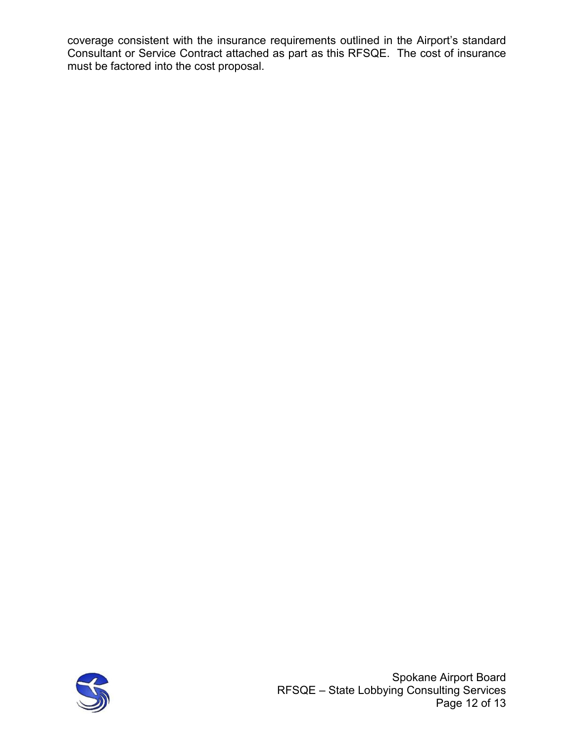coverage consistent with the insurance requirements outlined in the Airport's standard Consultant or Service Contract attached as part as this RFSQE. The cost of insurance must be factored into the cost proposal.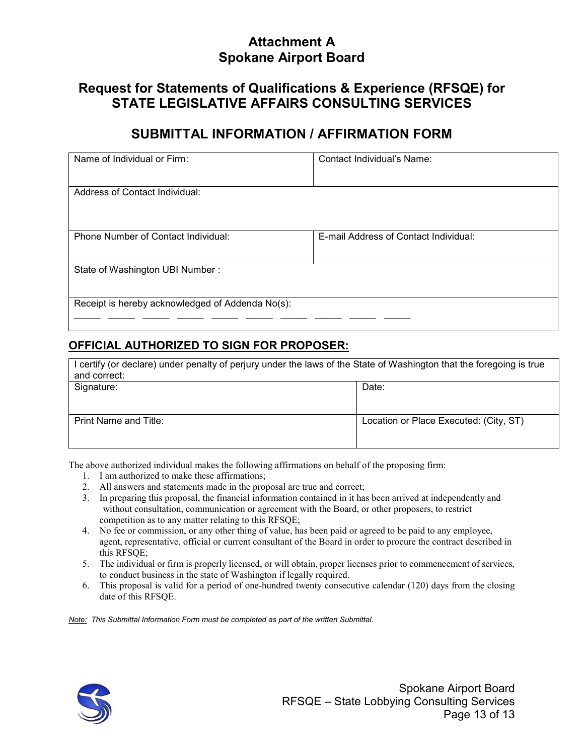# Attachment A
# Spokane Airport Board

## Request for Statements of Qualifications & Experience (RFSQE) for STATE LEGISLATIVE AFFAIRS CONSULTING SERVICES

## SUBMITTAL INFORMATION / AFFIRMATION FORM

| | |
|---|---|
| Name of Individual or Firm: | Contact Individual's Name: |
| Address of Contact Individual: | |
| Phone Number of Contact Individual: | E-mail Address of Contact Individual: |
| State of Washington UBI Number : | |
| Receipt is hereby acknowledged of Addenda No(s):<br>_____ _____ _____ _____ _____ _____ _____ _____ _____ _____ | |

### OFFICIAL AUTHORIZED TO SIGN FOR PROPOSER:

| | |
|---|---|
| I certify (or declare) under penalty of perjury under the laws of the State of Washington that the foregoing is true and correct: | |
| Signature: | Date: |
| Print Name and Title: | Location or Place Executed: (City, ST) |

The above authorized individual makes the following affirmations on behalf of the proposing firm:

1. I am authorized to make these affirmations;
2. All answers and statements made in the proposal are true and correct;
3. In preparing this proposal, the financial information contained in it has been arrived at independently and without consultation, communication or agreement with the Board, or other proposers, to restrict competition as to any matter relating to this RFSQE;
4. No fee or commission, or any other thing of value, has been paid or agreed to be paid to any employee, agent, representative, official or current consultant of the Board in order to procure the contract described in this RFSQE;
5. The individual or firm is properly licensed, or will obtain, proper licenses prior to commencement of services, to conduct business in the state of Washington if legally required.
6. This proposal is valid for a period of one-hundred twenty consecutive calendar (120) days from the closing date of this RFSQE.

*Note: This Submittal Information Form must be completed as part of the written Submittal.*